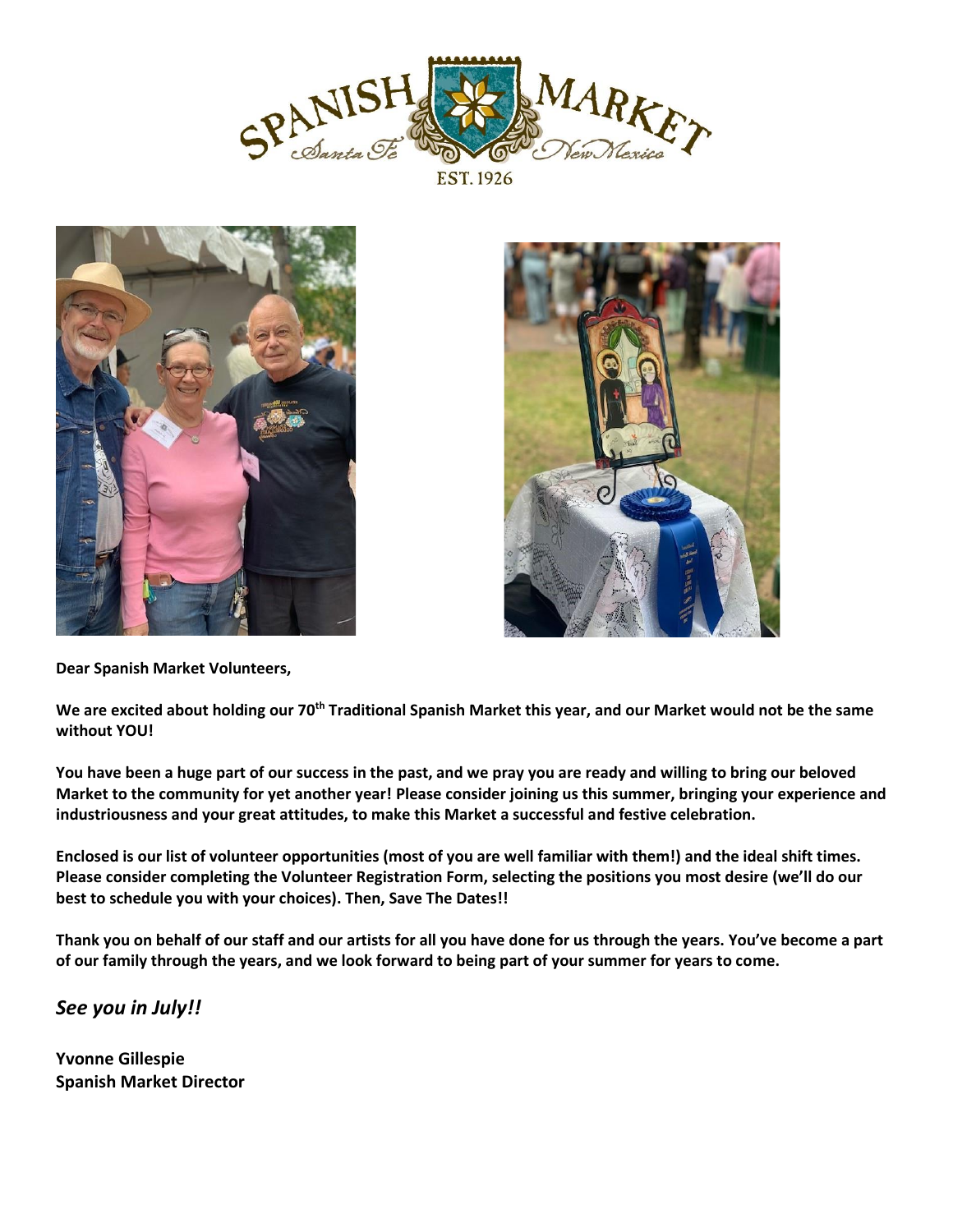Dear Spanish Market Volunteers,

We are excited about holding our 70th Traditional Spanish Market this year, and our Market would not be the same without YOU!

You have been a huge part of our success in the past, and we pray you are ready and willing to bring our beloved Market to the community for yet another year! Please consider joining us this summer, bringing your experience and industriousness and your great attitudes, to make this Market a successful and festive celebration.

Enclosed is our list of volunteer opportunities (most of you are well familiar with them!) and the ideal shift times. Please consider completing the Volunteer Registration Form, selecting the positions you most desire (we'll do our best to schedule you with your choices). Then, Save The Dates!!

Thank you on behalf of our staff and our artists for all you have done for us through the years. You've become a part of our family through the years, and we look forward to being part of your summer for years to come.

*See you in July!!*

**Yvonne Gillespie**
**Spanish Market Director**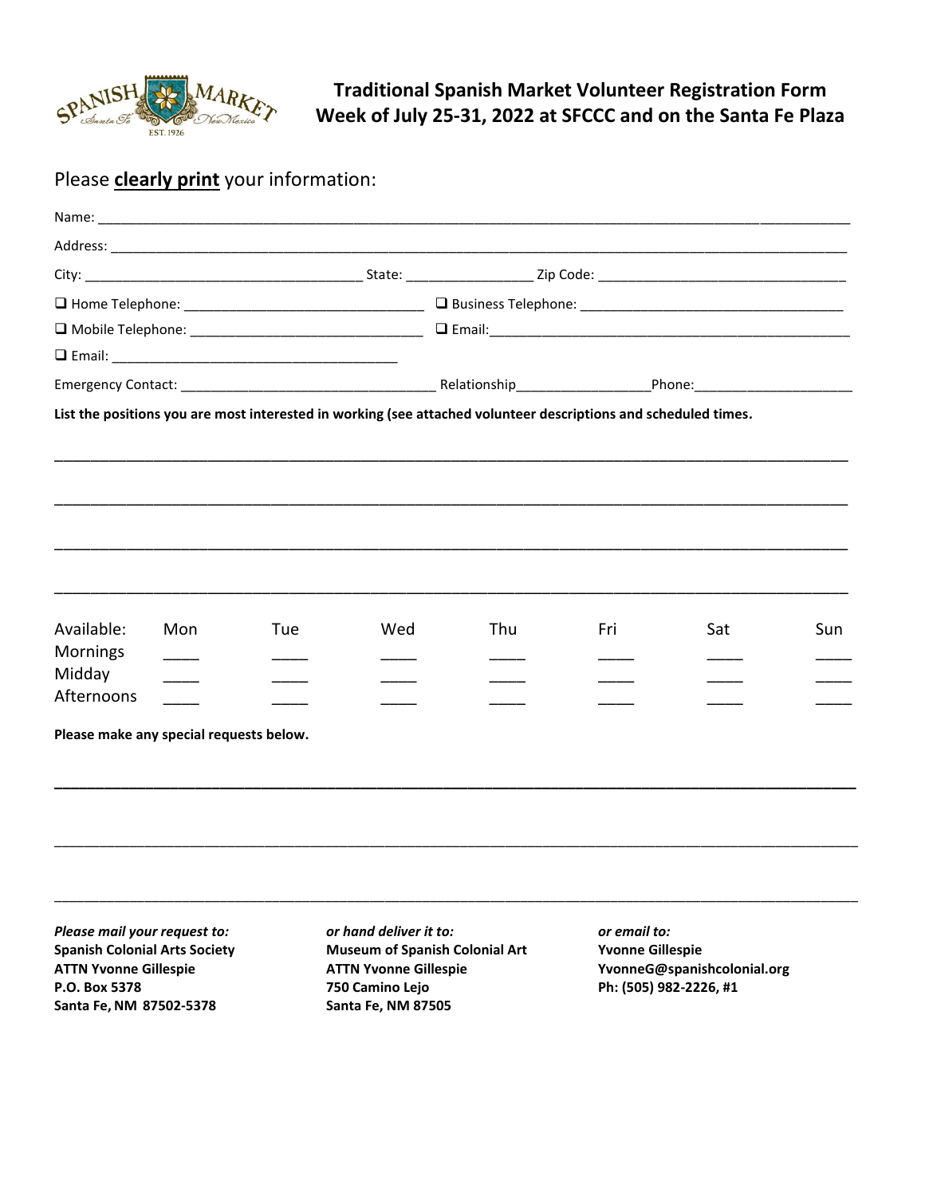# Traditional Spanish Market Volunteer Registration Form
## Week of July 25-31, 2022 at SFCCC and on the Santa Fe Plaza

Please **clearly print** your information:

Name: ______________________________________________________________________________________

Address: ____________________________________________________________________________________

City: ____________________________________ State: _________________ Zip Code: ______________________________

❑ Home Telephone: ________________________________ ❑ Business Telephone: ___________________________________

❑ Mobile Telephone: _______________________________ ❑ Email:_____________________________________________

❑ Email: _____________________________________

Emergency Contact: __________________________________ Relationship_________________Phone:_____________________

**List the positions you are most interested in working (see attached volunteer descriptions and scheduled times.**

____________________________________________________________________________________________

____________________________________________________________________________________________

____________________________________________________________________________________________

____________________________________________________________________________________________

| Available: | Mon | Tue | Wed | Thu | Fri | Sat | Sun |
|---|---|---|---|---|---|---|---|
| Mornings | ____ | ____ | ____ | ____ | ____ | ____ | ____ |
| Midday | ____ | ____ | ____ | ____ | ____ | ____ | ____ |
| Afternoons | ____ | ____ | ____ | ____ | ____ | ____ | ____ |

**Please make any special requests below.**

____________________________________________________________________________________________

____________________________________________________________________________________________

____________________________________________________________________________________________

***Please mail your request to:***
**Spanish Colonial Arts Society**
**ATTN Yvonne Gillespie**
**P.O. Box 5378**
**Santa Fe, NM 87502-5378**

***or hand deliver it to:***
**Museum of Spanish Colonial Art**
**ATTN Yvonne Gillespie**
**750 Camino Lejo**
**Santa Fe, NM 87505**

***or email to:***
**Yvonne Gillespie**
**YvonneG@spanishcolonial.org**
**Ph: (505) 982-2226, #1**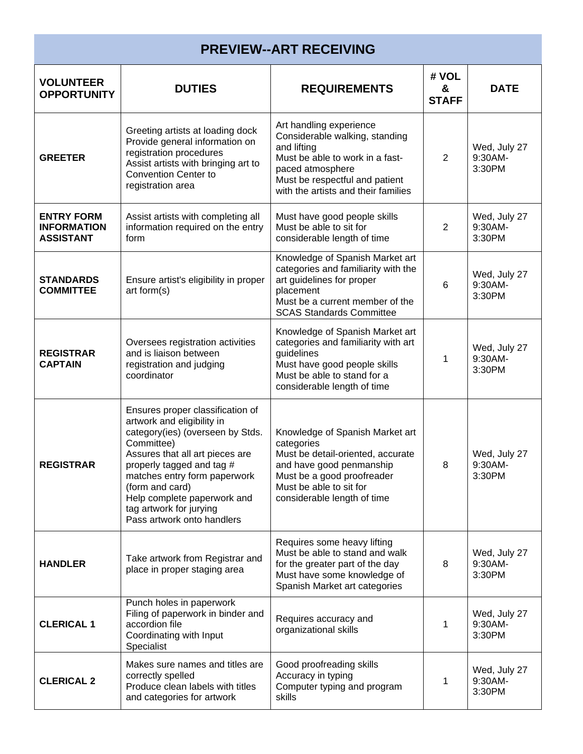## PREVIEW--ART RECEIVING

| VOLUNTEER OPPORTUNITY | DUTIES | REQUIREMENTS | # VOL & STAFF | DATE |
|---|---|---|---|---|
| **GREETER** | Greeting artists at loading dock<br>Provide general information on registration procedures<br>Assist artists with bringing art to Convention Center to registration area | Art handling experience<br>Considerable walking, standing and lifting<br>Must be able to work in a fast-paced atmosphere<br>Must be respectful and patient with the artists and their families | 2 | Wed, July 27 9:30AM-3:30PM |
| **ENTRY FORM INFORMATION ASSISTANT** | Assist artists with completing all information required on the entry form | Must have good people skills<br>Must be able to sit for considerable length of time | 2 | Wed, July 27 9:30AM-3:30PM |
| **STANDARDS COMMITTEE** | Ensure artist's eligibility in proper art form(s) | Knowledge of Spanish Market art categories and familiarity with the art guidelines for proper placement<br>Must be a current member of the SCAS Standards Committee | 6 | Wed, July 27 9:30AM-3:30PM |
| **REGISTRAR CAPTAIN** | Oversees registration activities and is liaison between registration and judging coordinator | Knowledge of Spanish Market art categories and familiarity with art guidelines<br>Must have good people skills<br>Must be able to stand for a considerable length of time | 1 | Wed, July 27 9:30AM-3:30PM |
| **REGISTRAR** | Ensures proper classification of artwork and eligibility in category(ies) (overseen by Stds. Committee)<br>Assures that all art pieces are properly tagged and tag # matches entry form paperwork (form and card)<br>Help complete paperwork and tag artwork for jurying<br>Pass artwork onto handlers | Knowledge of Spanish Market art categories<br>Must be detail-oriented, accurate and have good penmanship<br>Must be a good proofreader<br>Must be able to sit for considerable length of time | 8 | Wed, July 27 9:30AM-3:30PM |
| **HANDLER** | Take artwork from Registrar and place in proper staging area | Requires some heavy lifting<br>Must be able to stand and walk for the greater part of the day<br>Must have some knowledge of Spanish Market art categories | 8 | Wed, July 27 9:30AM-3:30PM |
| **CLERICAL 1** | Punch holes in paperwork<br>Filing of paperwork in binder and accordion file<br>Coordinating with Input Specialist | Requires accuracy and organizational skills | 1 | Wed, July 27 9:30AM-3:30PM |
| **CLERICAL 2** | Makes sure names and titles are correctly spelled<br>Produce clean labels with titles and categories for artwork | Good proofreading skills<br>Accuracy in typing<br>Computer typing and program skills | 1 | Wed, July 27 9:30AM-3:30PM |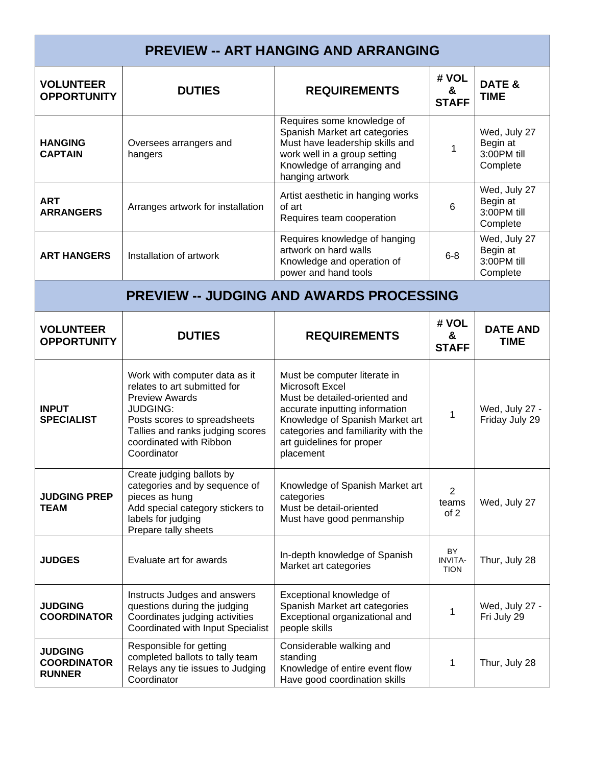## PREVIEW -- ART HANGING AND ARRANGING

| VOLUNTEER OPPORTUNITY | DUTIES | REQUIREMENTS | # VOL & STAFF | DATE & TIME |
|---|---|---|---|---|
| **HANGING CAPTAIN** | Oversees arrangers and hangers | Requires some knowledge of Spanish Market art categories<br>Must have leadership skills and work well in a group setting<br>Knowledge of arranging and hanging artwork | 1 | Wed, July 27 Begin at 3:00PM till Complete |
| **ART ARRANGERS** | Arranges artwork for installation | Artist aesthetic in hanging works of art<br>Requires team cooperation | 6 | Wed, July 27 Begin at 3:00PM till Complete |
| **ART HANGERS** | Installation of artwork | Requires knowledge of hanging artwork on hard walls<br>Knowledge and operation of power and hand tools | 6-8 | Wed, July 27 Begin at 3:00PM till Complete |

## PREVIEW -- JUDGING AND AWARDS PROCESSING

| VOLUNTEER OPPORTUNITY | DUTIES | REQUIREMENTS | # VOL & STAFF | DATE AND TIME |
|---|---|---|---|---|
| **INPUT SPECIALIST** | Work with computer data as it relates to art submitted for Preview Awards<br>JUDGING:<br>Posts scores to spreadsheets<br>Tallies and ranks judging scores coordinated with Ribbon Coordinator | Must be computer literate in Microsoft Excel<br>Must be detailed-oriented and accurate inputting information<br>Knowledge of Spanish Market art categories and familiarity with the art guidelines for proper placement | 1 | Wed, July 27 - Friday July 29 |
| **JUDGING PREP TEAM** | Create judging ballots by categories and by sequence of pieces as hung<br>Add special category stickers to labels for judging<br>Prepare tally sheets | Knowledge of Spanish Market art categories<br>Must be detail-oriented<br>Must have good penmanship | 2 teams of 2 | Wed, July 27 |
| **JUDGES** | Evaluate art for awards | In-depth knowledge of Spanish Market art categories | BY INVITA-TION | Thur, July 28 |
| **JUDGING COORDINATOR** | Instructs Judges and answers questions during the judging<br>Coordinates judging activities<br>Coordinated with Input Specialist | Exceptional knowledge of Spanish Market art categories<br>Exceptional organizational and people skills | 1 | Wed, July 27 - Fri July 29 |
| **JUDGING COORDINATOR RUNNER** | Responsible for getting completed ballots to tally team<br>Relays any tie issues to Judging Coordinator | Considerable walking and standing<br>Knowledge of entire event flow<br>Have good coordination skills | 1 | Thur, July 28 |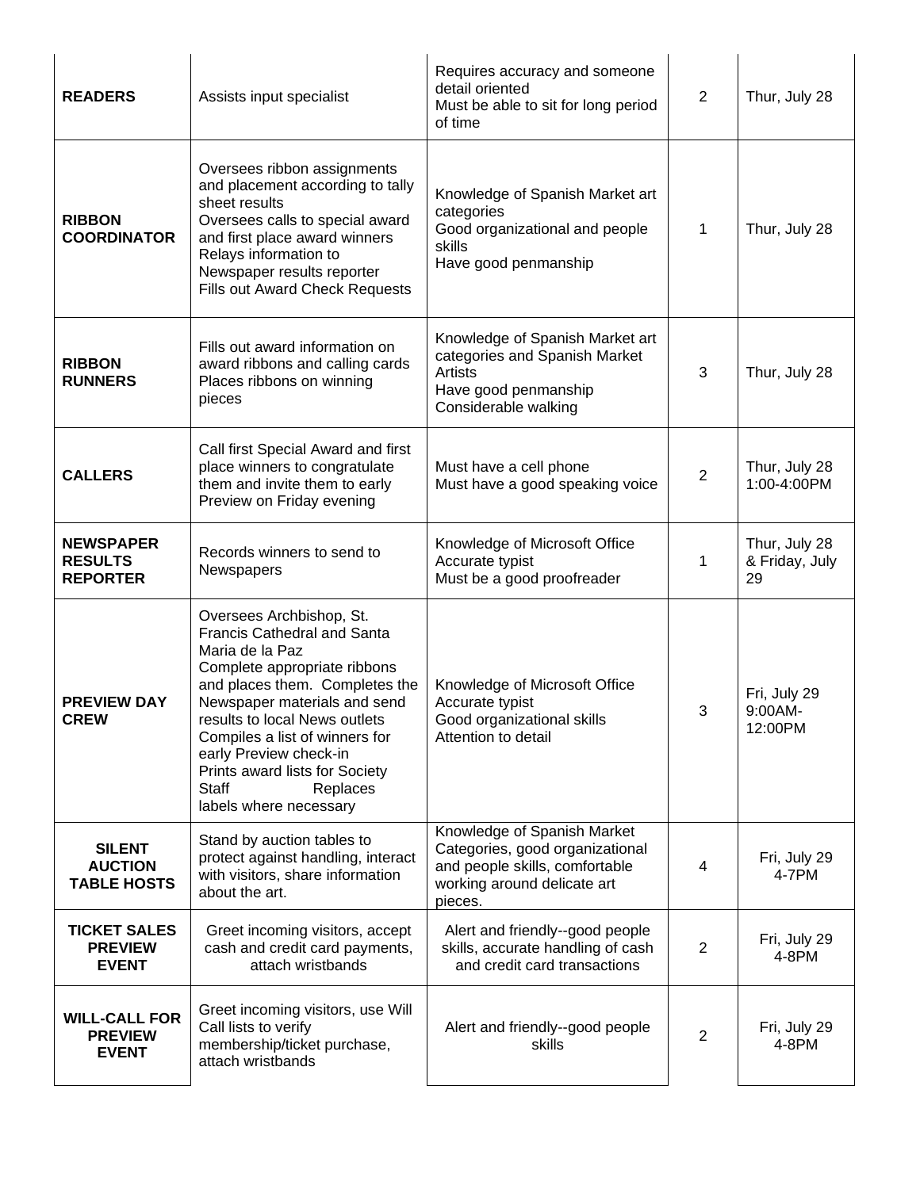| | | | | |
|---|---|---|---|---|
| **READERS** | Assists input specialist | Requires accuracy and someone detail oriented<br>Must be able to sit for long period of time | 2 | Thur, July 28 |
| **RIBBON COORDINATOR** | Oversees ribbon assignments and placement according to tally sheet results<br>Oversees calls to special award and first place award winners<br>Relays information to Newspaper results reporter<br>Fills out Award Check Requests | Knowledge of Spanish Market art categories<br>Good organizational and people skills<br>Have good penmanship | 1 | Thur, July 28 |
| **RIBBON RUNNERS** | Fills out award information on award ribbons and calling cards<br>Places ribbons on winning pieces | Knowledge of Spanish Market art categories and Spanish Market Artists<br>Have good penmanship<br>Considerable walking | 3 | Thur, July 28 |
| **CALLERS** | Call first Special Award and first place winners to congratulate them and invite them to early Preview on Friday evening | Must have a cell phone<br>Must have a good speaking voice | 2 | Thur, July 28 1:00-4:00PM |
| **NEWSPAPER RESULTS REPORTER** | Records winners to send to Newspapers | Knowledge of Microsoft Office<br>Accurate typist<br>Must be a good proofreader | 1 | Thur, July 28 & Friday, July 29 |
| **PREVIEW DAY CREW** | Oversees Archbishop, St. Francis Cathedral and Santa Maria de la Paz<br>Complete appropriate ribbons and places them. Completes the Newspaper materials and send results to local News outlets<br>Compiles a list of winners for early Preview check-in<br>Prints award lists for Society Staff Replaces labels where necessary | Knowledge of Microsoft Office<br>Accurate typist<br>Good organizational skills<br>Attention to detail | 3 | Fri, July 29 9:00AM-12:00PM |
| **SILENT AUCTION TABLE HOSTS** | Stand by auction tables to protect against handling, interact with visitors, share information about the art. | Knowledge of Spanish Market Categories, good organizational and people skills, comfortable working around delicate art pieces. | 4 | Fri, July 29 4-7PM |
| **TICKET SALES PREVIEW EVENT** | Greet incoming visitors, accept cash and credit card payments, attach wristbands | Alert and friendly--good people skills, accurate handling of cash and credit card transactions | 2 | Fri, July 29 4-8PM |
| **WILL-CALL FOR PREVIEW EVENT** | Greet incoming visitors, use Will Call lists to verify membership/ticket purchase, attach wristbands | Alert and friendly--good people skills | 2 | Fri, July 29 4-8PM |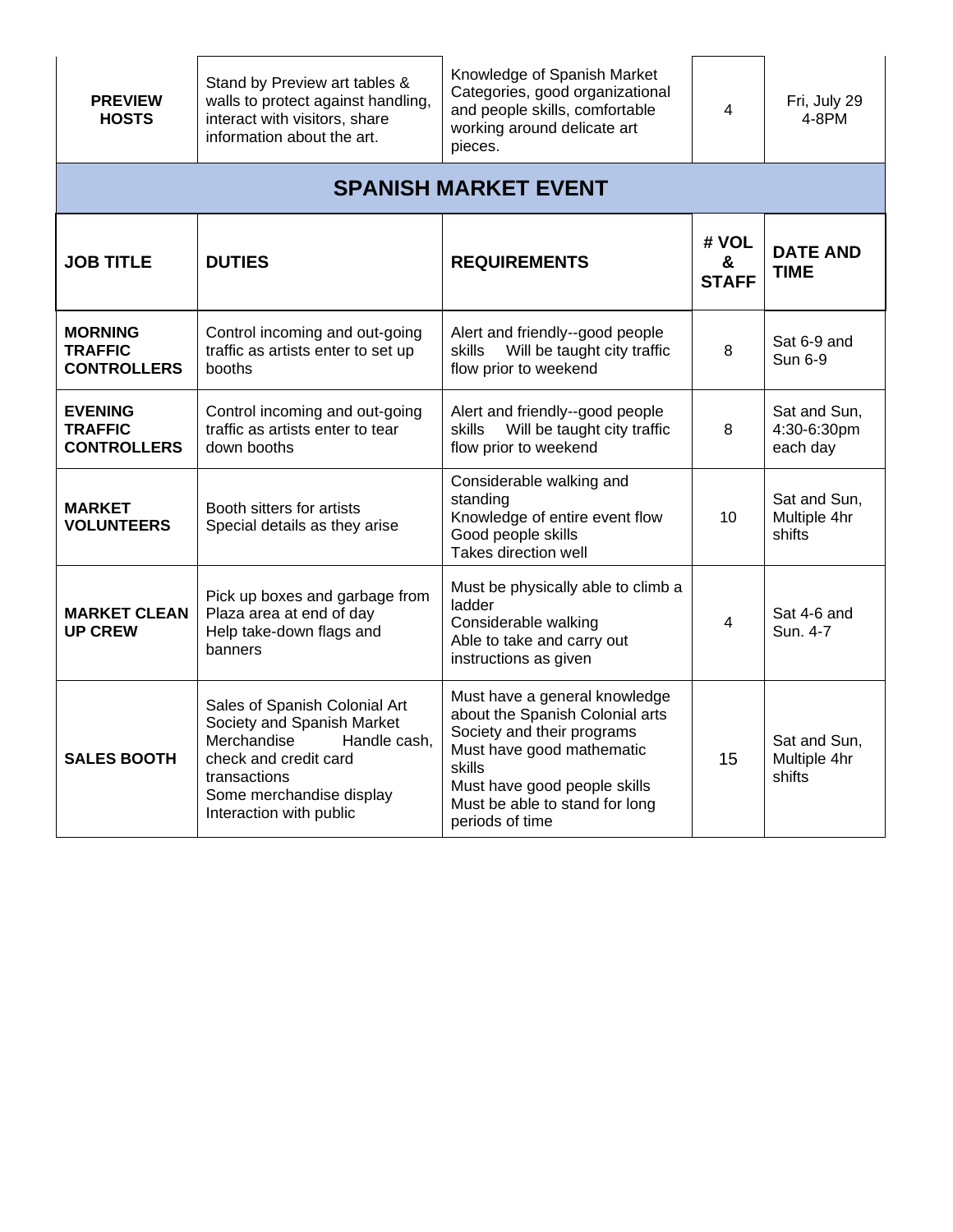| | | | | |
|---|---|---|---|---|
| **PREVIEW HOSTS** | Stand by Preview art tables & walls to protect against handling, interact with visitors, share information about the art. | Knowledge of Spanish Market Categories, good organizational and people skills, comfortable working around delicate art pieces. | 4 | Fri, July 29 4-8PM |

## SPANISH MARKET EVENT

| **JOB TITLE** | **DUTIES** | **REQUIREMENTS** | **# VOL & STAFF** | **DATE AND TIME** |
|---|---|---|---|---|
| **MORNING TRAFFIC CONTROLLERS** | Control incoming and out-going traffic as artists enter to set up booths | Alert and friendly--good people skills Will be taught city traffic flow prior to weekend | 8 | Sat 6-9 and Sun 6-9 |
| **EVENING TRAFFIC CONTROLLERS** | Control incoming and out-going traffic as artists enter to tear down booths | Alert and friendly--good people skills Will be taught city traffic flow prior to weekend | 8 | Sat and Sun, 4:30-6:30pm each day |
| **MARKET VOLUNTEERS** | Booth sitters for artists<br>Special details as they arise | Considerable walking and standing<br>Knowledge of entire event flow<br>Good people skills<br>Takes direction well | 10 | Sat and Sun, Multiple 4hr shifts |
| **MARKET CLEAN UP CREW** | Pick up boxes and garbage from Plaza area at end of day<br>Help take-down flags and banners | Must be physically able to climb a ladder<br>Considerable walking<br>Able to take and carry out instructions as given | 4 | Sat 4-6 and Sun. 4-7 |
| **SALES BOOTH** | Sales of Spanish Colonial Art Society and Spanish Market Merchandise Handle cash, check and credit card transactions<br>Some merchandise display<br>Interaction with public | Must have a general knowledge about the Spanish Colonial arts Society and their programs<br>Must have good mathematic skills<br>Must have good people skills<br>Must be able to stand for long periods of time | 15 | Sat and Sun, Multiple 4hr shifts |